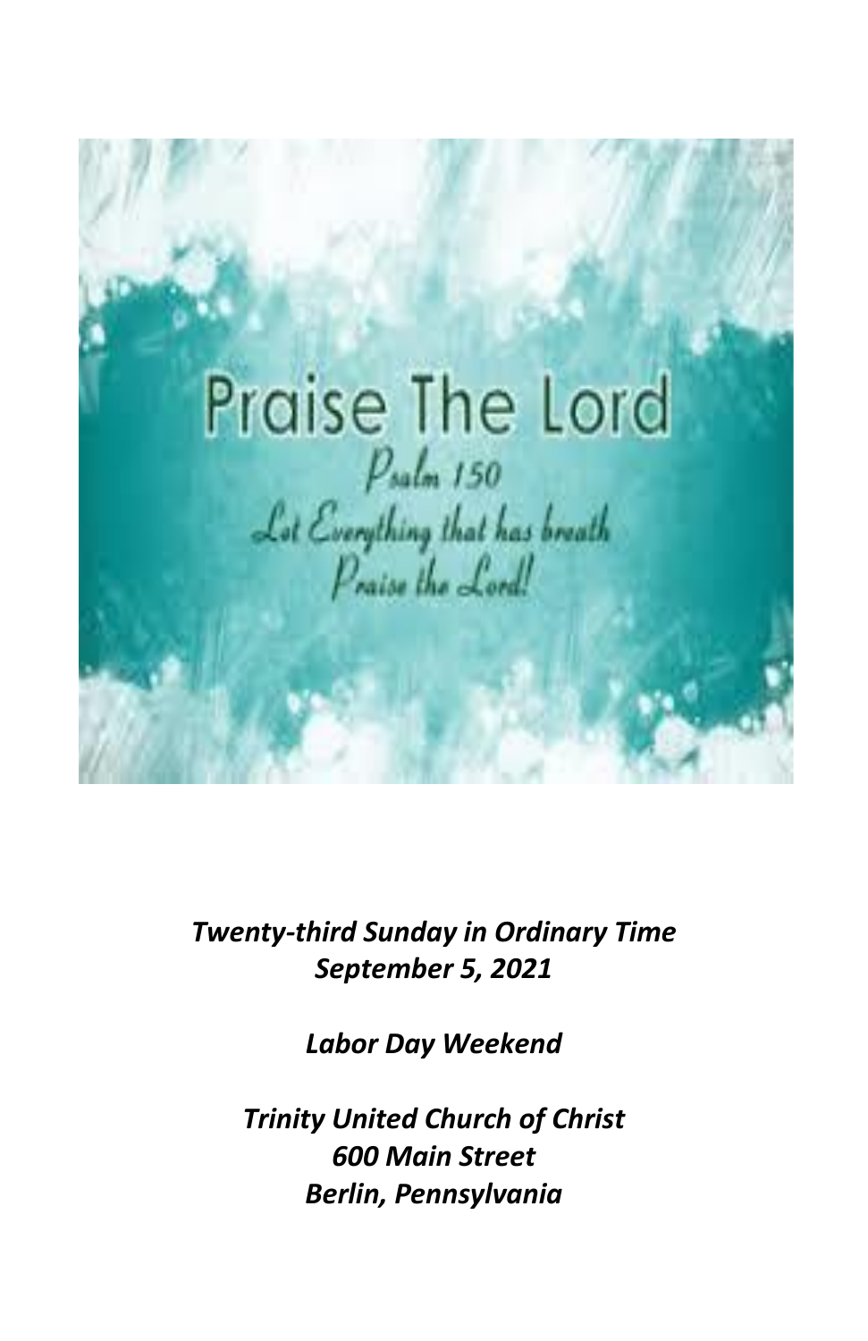Praise The Lord

Psalm 150

Let Everything that has breath Praise the Lord!

*Twenty-third Sunday in Ordinary Time*
*September 5, 2021*

*Labor Day Weekend*

*Trinity United Church of Christ*
*600 Main Street*
*Berlin, Pennsylvania*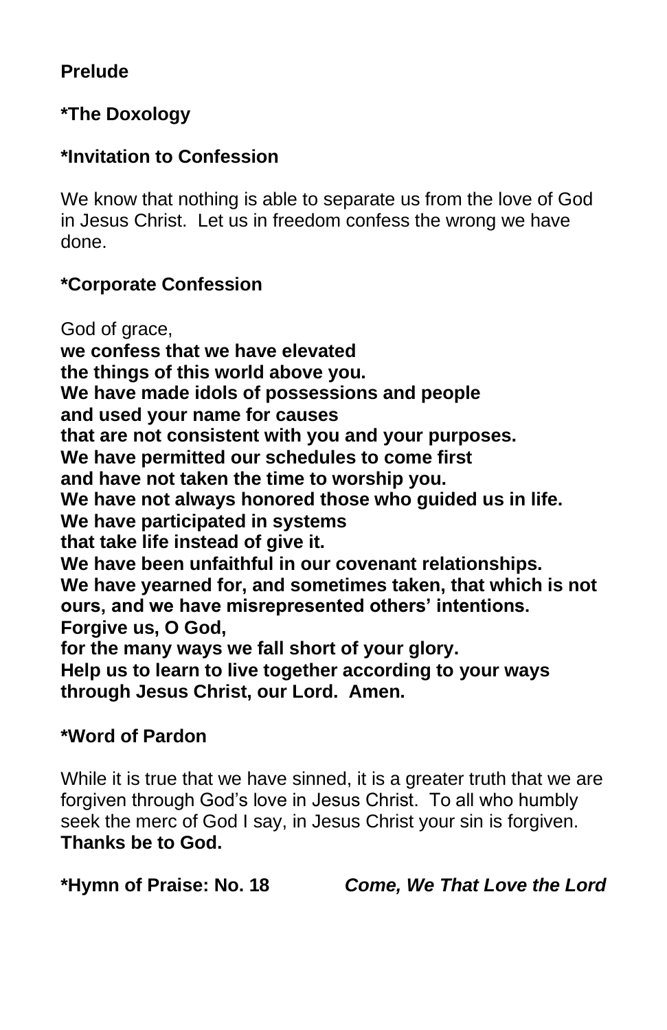**Prelude**

**\*The Doxology**

**\*Invitation to Confession**

We know that nothing is able to separate us from the love of God in Jesus Christ. Let us in freedom confess the wrong we have done.

**\*Corporate Confession**

God of grace,
**we confess that we have elevated**
**the things of this world above you.**
**We have made idols of possessions and people**
**and used your name for causes**
**that are not consistent with you and your purposes.**
**We have permitted our schedules to come first**
**and have not taken the time to worship you.**
**We have not always honored those who guided us in life.**
**We have participated in systems**
**that take life instead of give it.**
**We have been unfaithful in our covenant relationships.**
**We have yearned for, and sometimes taken, that which is not ours, and we have misrepresented others' intentions.**
**Forgive us, O God,**
**for the many ways we fall short of your glory.**
**Help us to learn to live together according to your ways**
**through Jesus Christ, our Lord. Amen.**

**\*Word of Pardon**

While it is true that we have sinned, it is a greater truth that we are forgiven through God's love in Jesus Christ. To all who humbly seek the merc of God I say, in Jesus Christ your sin is forgiven.
**Thanks be to God.**

**\*Hymn of Praise: No. 18** ***Come, We That Love the Lord***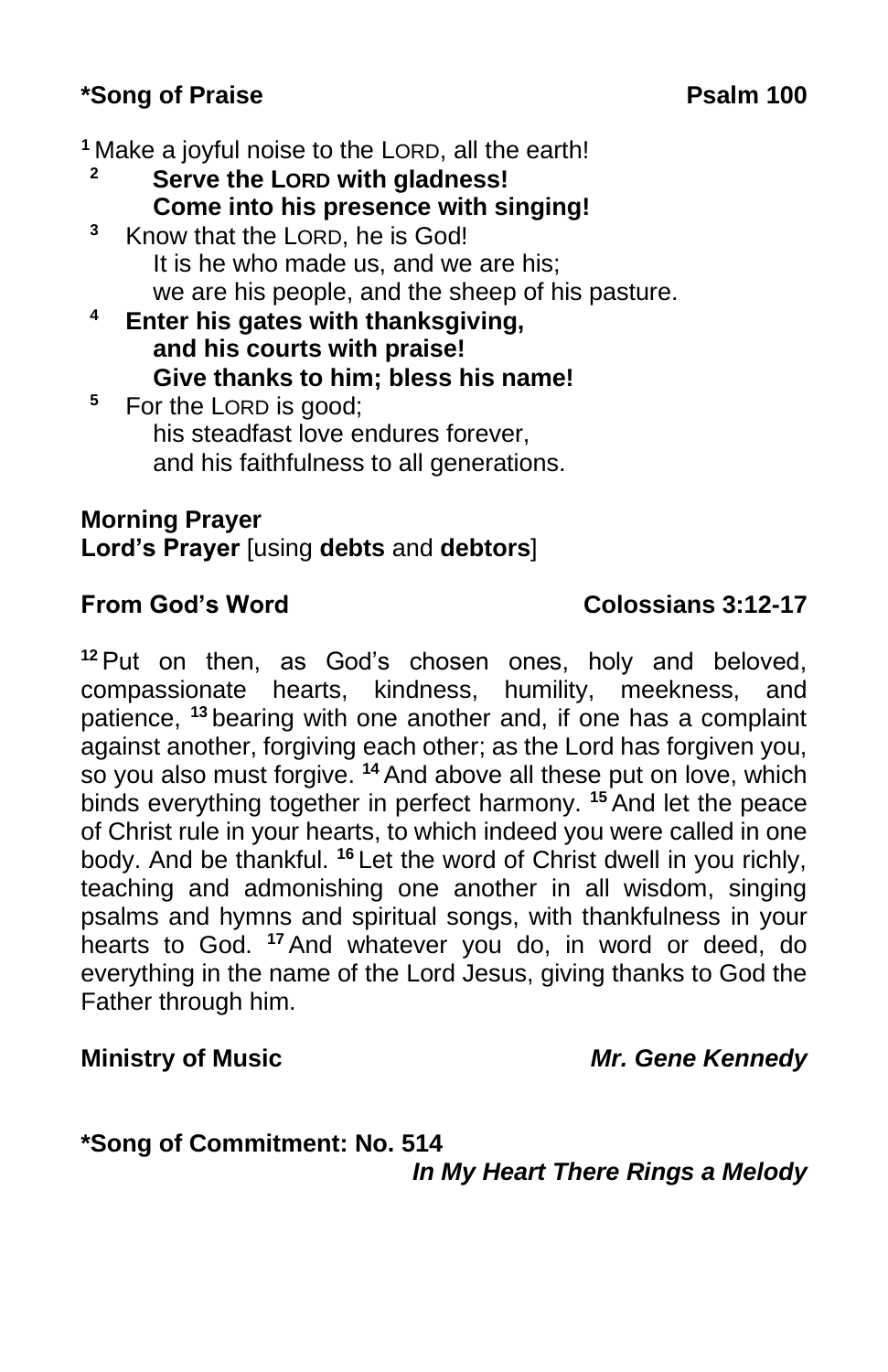**\*Song of Praise** **Psalm 100**

[1] Make a joyful noise to the LORD, all the earth!
[2] **Serve the LORD with gladness!**
**Come into his presence with singing!**
[3] Know that the LORD, he is God!
It is he who made us, and we are his;
we are his people, and the sheep of his pasture.
[4] **Enter his gates with thanksgiving,**
**and his courts with praise!**
**Give thanks to him; bless his name!**
[5] For the LORD is good;
his steadfast love endures forever,
and his faithfulness to all generations.

**Morning Prayer**
**Lord's Prayer** [using **debts** and **debtors**]

**From God's Word** **Colossians 3:12-17**

[12] Put on then, as God's chosen ones, holy and beloved, compassionate hearts, kindness, humility, meekness, and patience, [13] bearing with one another and, if one has a complaint against another, forgiving each other; as the Lord has forgiven you, so you also must forgive. [14] And above all these put on love, which binds everything together in perfect harmony. [15] And let the peace of Christ rule in your hearts, to which indeed you were called in one body. And be thankful. [16] Let the word of Christ dwell in you richly, teaching and admonishing one another in all wisdom, singing psalms and hymns and spiritual songs, with thankfulness in your hearts to God. [17] And whatever you do, in word or deed, do everything in the name of the Lord Jesus, giving thanks to God the Father through him.

**Ministry of Music** ***Mr. Gene Kennedy***

**\*Song of Commitment: No. 514**
***In My Heart There Rings a Melody***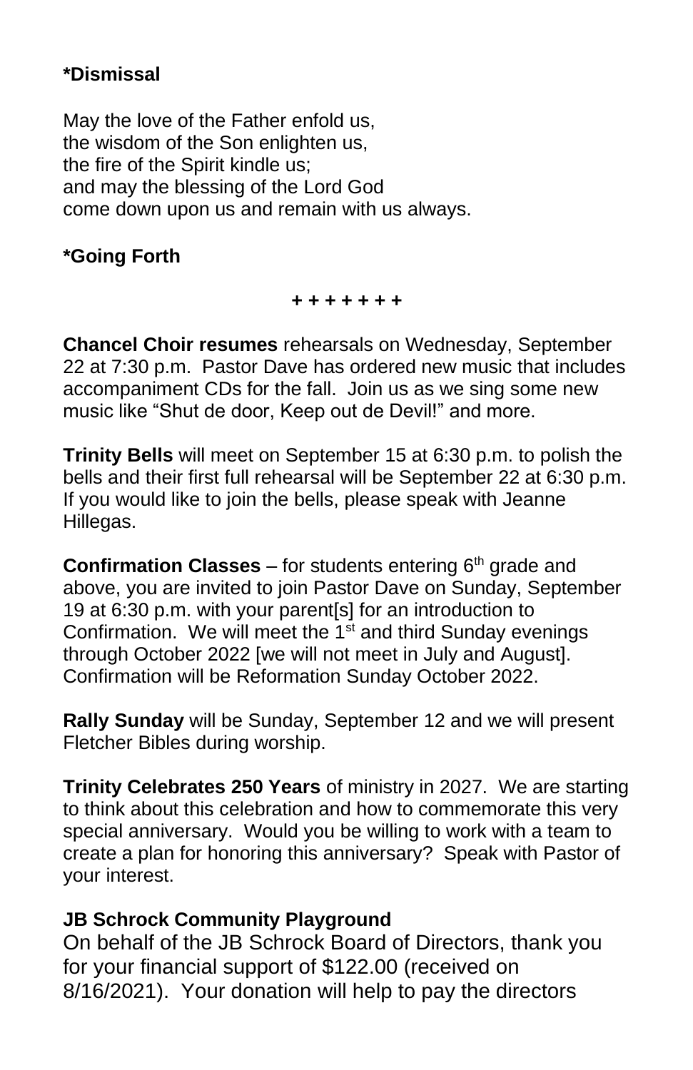**\*Dismissal**

May the love of the Father enfold us,  
the wisdom of the Son enlighten us,  
the fire of the Spirit kindle us;  
and may the blessing of the Lord God  
come down upon us and remain with us always.

**\*Going Forth**

**+ + + + + + +**

**Chancel Choir resumes** rehearsals on Wednesday, September 22 at 7:30 p.m. Pastor Dave has ordered new music that includes accompaniment CDs for the fall. Join us as we sing some new music like "Shut de door, Keep out de Devil!" and more.

**Trinity Bells** will meet on September 15 at 6:30 p.m. to polish the bells and their first full rehearsal will be September 22 at 6:30 p.m. If you would like to join the bells, please speak with Jeanne Hillegas.

**Confirmation Classes** – for students entering 6th grade and above, you are invited to join Pastor Dave on Sunday, September 19 at 6:30 p.m. with your parent[s] for an introduction to Confirmation. We will meet the 1st and third Sunday evenings through October 2022 [we will not meet in July and August]. Confirmation will be Reformation Sunday October 2022.

**Rally Sunday** will be Sunday, September 12 and we will present Fletcher Bibles during worship.

**Trinity Celebrates 250 Years** of ministry in 2027. We are starting to think about this celebration and how to commemorate this very special anniversary. Would you be willing to work with a team to create a plan for honoring this anniversary? Speak with Pastor of your interest.

**JB Schrock Community Playground**  
On behalf of the JB Schrock Board of Directors, thank you for your financial support of $122.00 (received on 8/16/2021). Your donation will help to pay the directors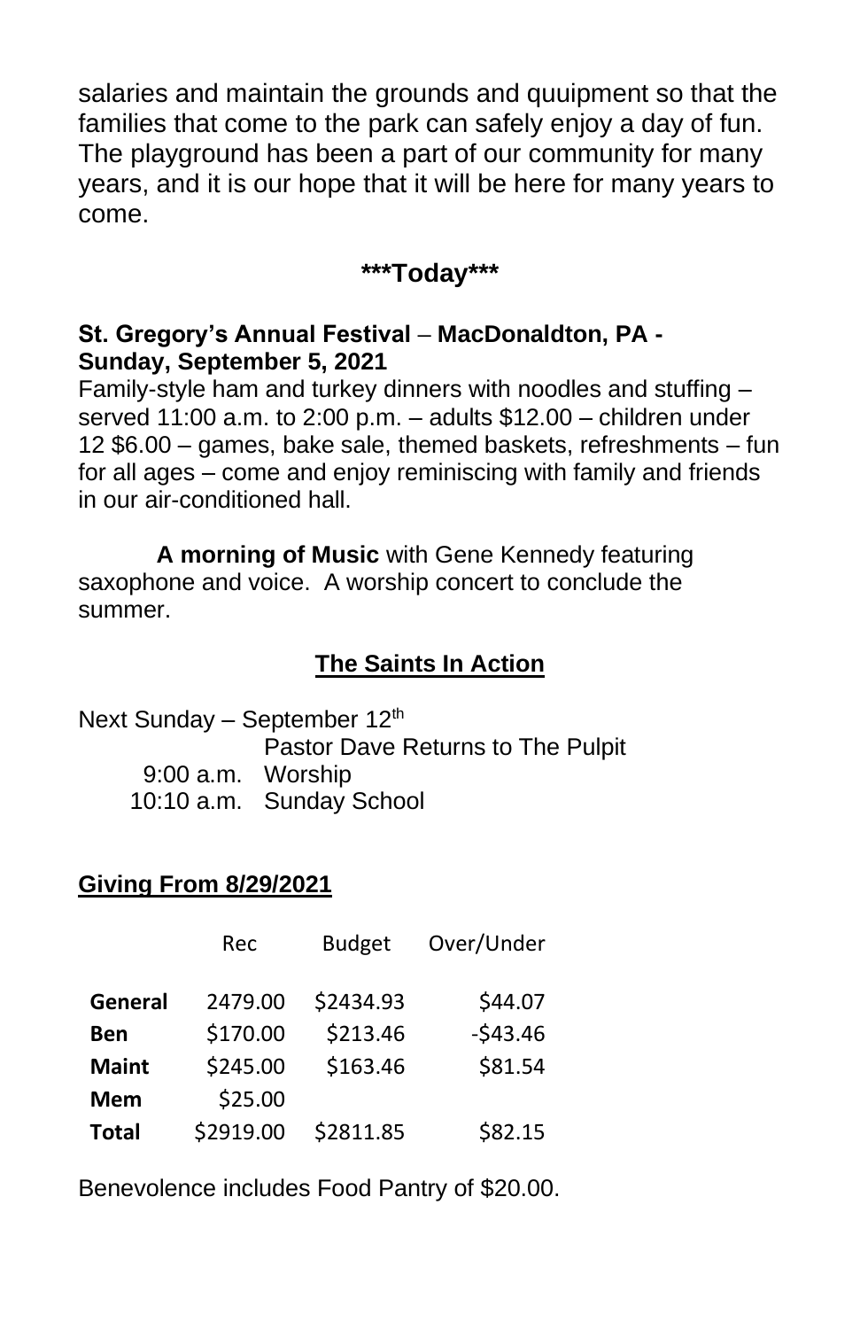salaries and maintain the grounds and quuipment so that the families that come to the park can safely enjoy a day of fun. The playground has been a part of our community for many years, and it is our hope that it will be here for many years to come.

**\*\*\*Today\*\*\***

**St. Gregory's Annual Festival – MacDonaldton, PA - Sunday, September 5, 2021**

Family-style ham and turkey dinners with noodles and stuffing – served 11:00 a.m. to 2:00 p.m. – adults $12.00 – children under 12 $6.00 – games, bake sale, themed baskets, refreshments – fun for all ages – come and enjoy reminiscing with family and friends in our air-conditioned hall.

**A morning of Music** with Gene Kennedy featuring saxophone and voice. A worship concert to conclude the summer.

## The Saints In Action

Next Sunday – September 12th

Pastor Dave Returns to The Pulpit

9:00 a.m. Worship

10:10 a.m. Sunday School

## Giving From 8/29/2021

| | Rec | Budget | Over/Under |
|---|---|---|---|
| **General** | 2479.00 | $2434.93 | $44.07 |
| **Ben** | $170.00 | $213.46 | -$43.46 |
| **Maint** | $245.00 | $163.46 | $81.54 |
| **Mem** | $25.00 | | |
| **Total** | $2919.00 | $2811.85 | $82.15 |

Benevolence includes Food Pantry of $20.00.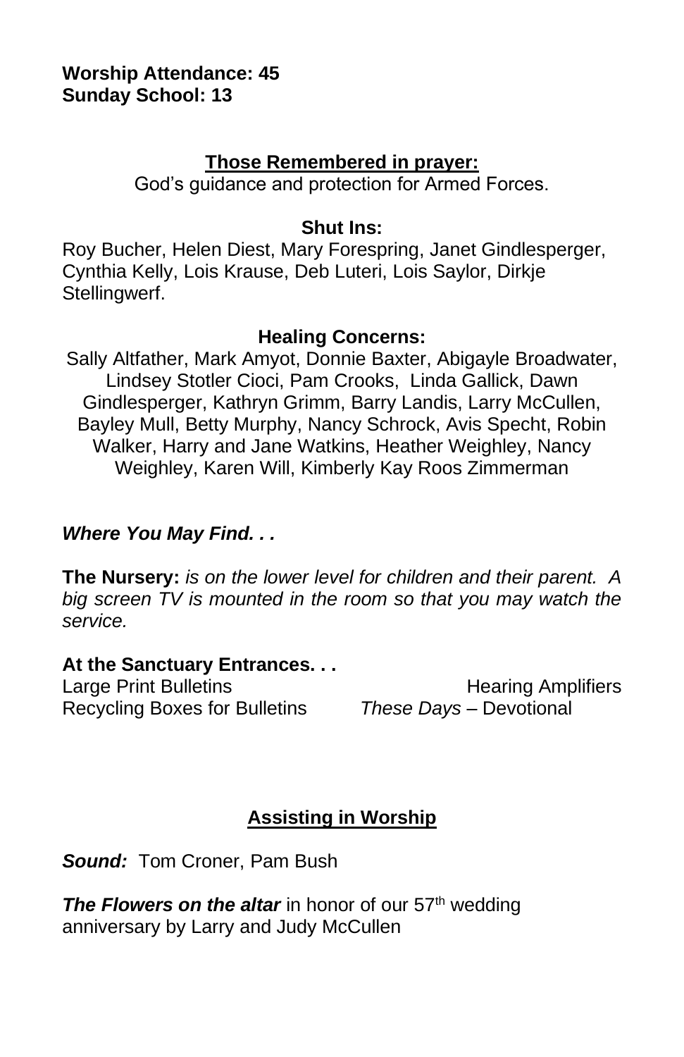**Worship Attendance: 45**
**Sunday School: 13**

## Those Remembered in prayer:

God's guidance and protection for Armed Forces.

### Shut Ins:

Roy Bucher, Helen Diest, Mary Forespring, Janet Gindlesperger, Cynthia Kelly, Lois Krause, Deb Luteri, Lois Saylor, Dirkje Stellingwerf.

### Healing Concerns:

Sally Altfather, Mark Amyot, Donnie Baxter, Abigayle Broadwater, Lindsey Stotler Cioci, Pam Crooks, Linda Gallick, Dawn Gindlesperger, Kathryn Grimm, Barry Landis, Larry McCullen, Bayley Mull, Betty Murphy, Nancy Schrock, Avis Specht, Robin Walker, Harry and Jane Watkins, Heather Weighley, Nancy Weighley, Karen Will, Kimberly Kay Roos Zimmerman

## *Where You May Find. . .*

**The Nursery:** *is on the lower level for children and their parent. A big screen TV is mounted in the room so that you may watch the service.*

**At the Sanctuary Entrances. . .**

Large Print Bulletins
Hearing Amplifiers
Recycling Boxes for Bulletins
*These Days* – Devotional

## Assisting in Worship

***Sound:*** Tom Croner, Pam Bush

***The Flowers on the altar*** in honor of our 57th wedding anniversary by Larry and Judy McCullen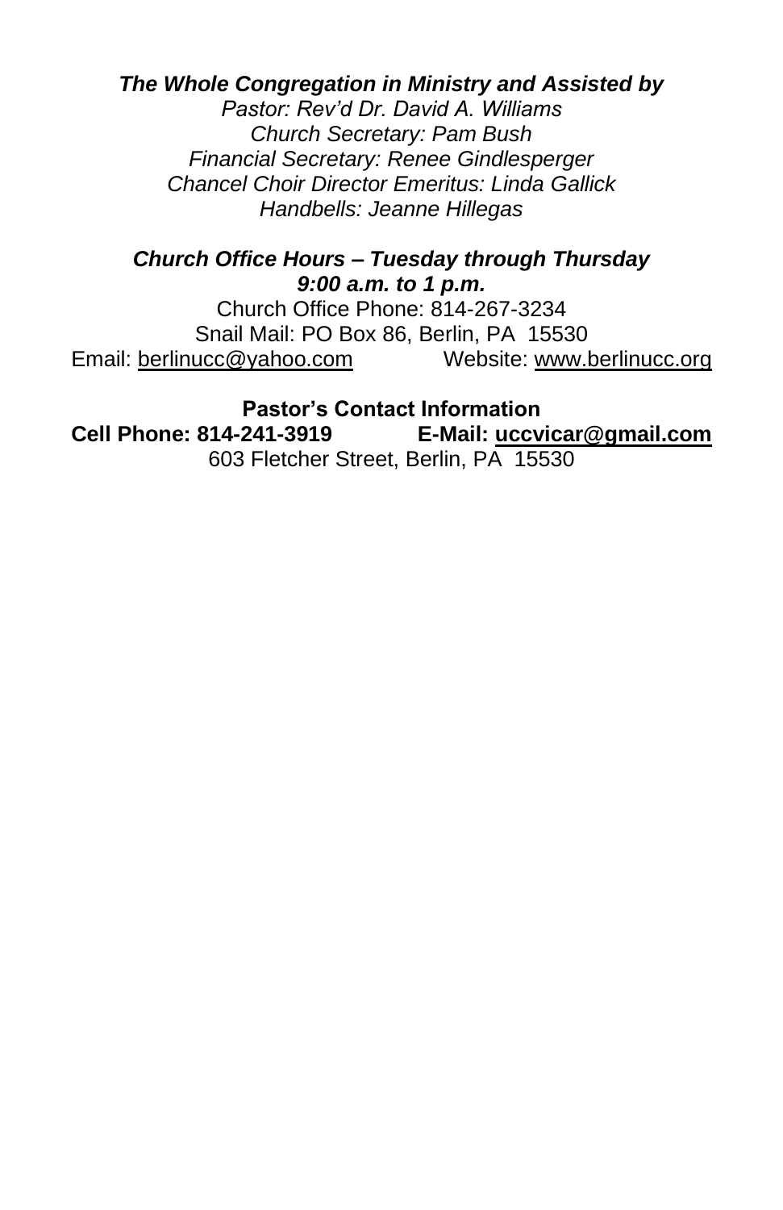***The Whole Congregation in Ministry and Assisted by***
*Pastor: Rev'd Dr. David A. Williams*
*Church Secretary: Pam Bush*
*Financial Secretary: Renee Gindlesperger*
*Chancel Choir Director Emeritus: Linda Gallick*
*Handbells: Jeanne Hillegas*

***Church Office Hours – Tuesday through Thursday***
***9:00 a.m. to 1 p.m.***
Church Office Phone: 814-267-3234
Snail Mail: PO Box 86, Berlin, PA 15530
Email: berlinucc@yahoo.com Website: www.berlinucc.org

**Pastor's Contact Information**
**Cell Phone: 814-241-3919 E-Mail: uccvicar@gmail.com**
603 Fletcher Street, Berlin, PA 15530